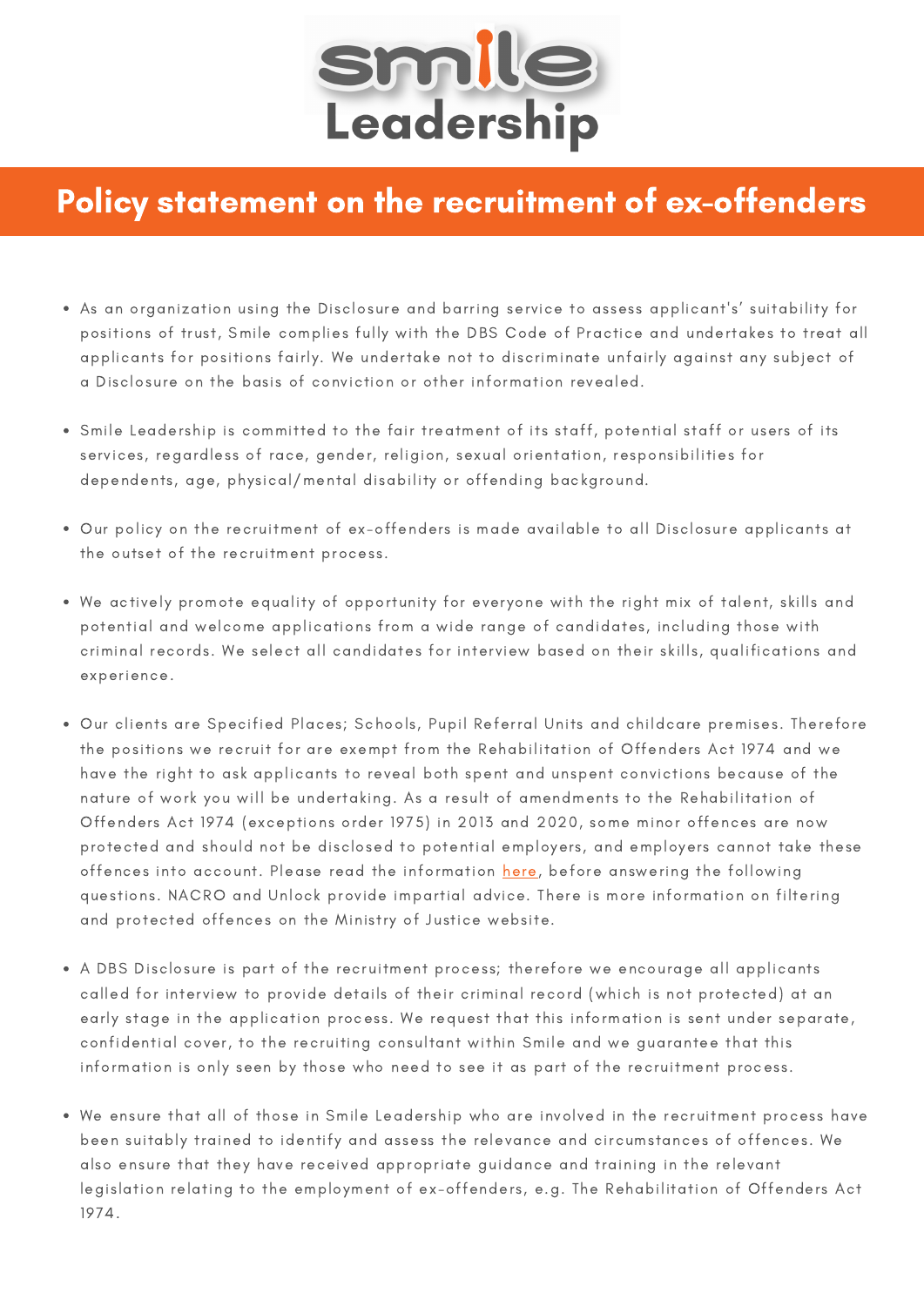# Smile Leadership

## Policy statement on the recruitment of ex-offenders

- As an organization using the Disclosure and barring service to assess applicant's' suitability for positions of trust, Smile complies fully with the DBS Code of Practice and undertakes to treat all applicants for positions fairly. We undertake not to discriminate unfairly against any subject of a Disclosure on the basis of conviction or other information revealed.

- Smile Leadership is committed to the fair treatment of its staff, potential staff or users of its services, regardless of race, gender, religion, sexual orientation, responsibilities for dependents, age, physical/mental disability or offending background.

- Our policy on the recruitment of ex-offenders is made available to all Disclosure applicants at the outset of the recruitment process.

- We actively promote equality of opportunity for everyone with the right mix of talent, skills and potential and welcome applications from a wide range of candidates, including those with criminal records. We select all candidates for interview based on their skills, qualifications and experience.

- Our clients are Specified Places; Schools, Pupil Referral Units and childcare premises. Therefore the positions we recruit for are exempt from the Rehabilitation of Offenders Act 1974 and we have the right to ask applicants to reveal both spent and unspent convictions because of the nature of work you will be undertaking. As a result of amendments to the Rehabilitation of Offenders Act 1974 (exceptions order 1975) in 2013 and 2020, some minor offences are now protected and should not be disclosed to potential employers, and employers cannot take these offences into account. Please read the information here, before answering the following questions. NACRO and Unlock provide impartial advice. There is more information on filtering and protected offences on the Ministry of Justice website.

- A DBS Disclosure is part of the recruitment process; therefore we encourage all applicants called for interview to provide details of their criminal record (which is not protected) at an early stage in the application process. We request that this information is sent under separate, confidential cover, to the recruiting consultant within Smile and we guarantee that this information is only seen by those who need to see it as part of the recruitment process.

- We ensure that all of those in Smile Leadership who are involved in the recruitment process have been suitably trained to identify and assess the relevance and circumstances of offences. We also ensure that they have received appropriate guidance and training in the relevant legislation relating to the employment of ex-offenders, e.g. The Rehabilitation of Offenders Act 1974.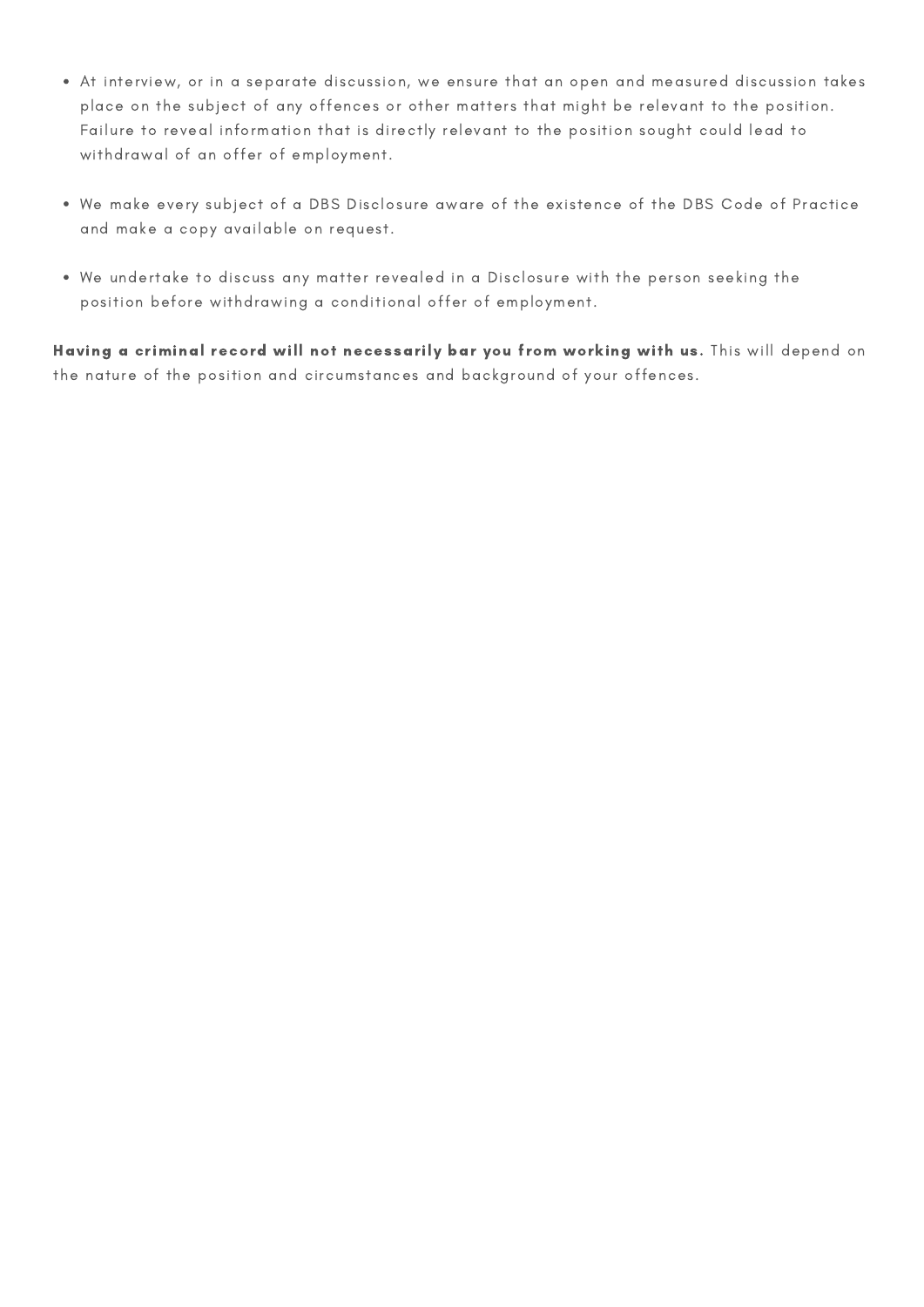- At interview, or in a separate discussion, we ensure that an open and measured discussion takes place on the subject of any offences or other matters that might be relevant to the position. Failure to reveal information that is directly relevant to the position sought could lead to withdrawal of an offer of employment.

- We make every subject of a DBS Disclosure aware of the existence of the DBS Code of Practice and make a copy available on request.

- We undertake to discuss any matter revealed in a Disclosure with the person seeking the position before withdrawing a conditional offer of employment.

**Having a criminal record will not necessarily bar you from working with us.** This will depend on the nature of the position and circumstances and background of your offences.